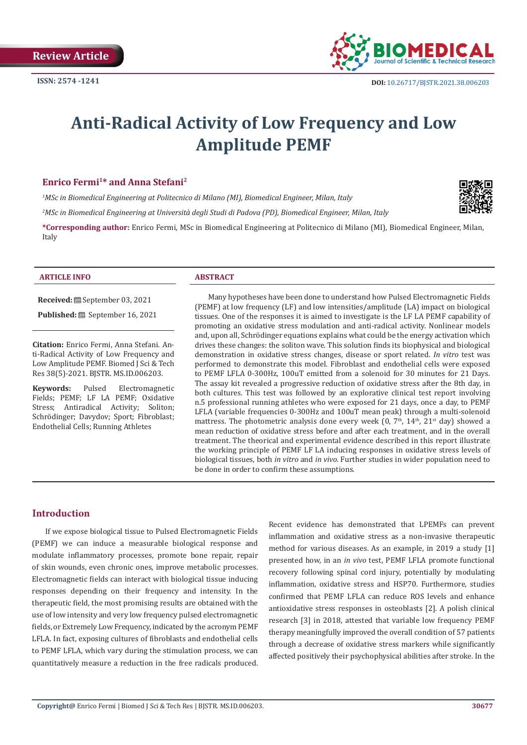Review Article

ISSN: 2574 -1241

DOI: 10.26717/BJSTR.2021.38.006203

# Anti-Radical Activity of Low Frequency and Low Amplitude PEMF

**Enrico Fermi[1]* and Anna Stefani[2]**

*[1]MSc in Biomedical Engineering at Politecnico di Milano (MI), Biomedical Engineer, Milan, Italy*

*[2]MSc in Biomedical Engineering at Università degli Studi di Padova (PD), Biomedical Engineer, Milan, Italy*

***Corresponding author:** Enrico Fermi, MSc in Biomedical Engineering at Politecnico di Milano (MI), Biomedical Engineer, Milan, Italy

### ARTICLE INFO

**Received:** September 03, 2021

**Published:** September 16, 2021

**Citation:** Enrico Fermi, Anna Stefani. Anti-Radical Activity of Low Frequency and Low Amplitude PEMF. Biomed J Sci & Tech Res 38(5)-2021. BJSTR. MS.ID.006203.

**Keywords:** Pulsed Electromagnetic Fields; PEMF; LF LA PEMF; Oxidative Stress; Antiradical Activity; Soliton; Schrödinger; Davydov; Sport; Fibroblast; Endothelial Cells; Running Athletes

### ABSTRACT

Many hypotheses have been done to understand how Pulsed Electromagnetic Fields (PEMF) at low frequency (LF) and low intensities/amplitude (LA) impact on biological tissues. One of the responses it is aimed to investigate is the LF LA PEMF capability of promoting an oxidative stress modulation and anti-radical activity. Nonlinear models and, upon all, Schrödinger equations explains what could be the energy activation which drives these changes: the soliton wave. This solution finds its biophysical and biological demonstration in oxidative stress changes, disease or sport related. *In vitro* test was performed to demonstrate this model. Fibroblast and endothelial cells were exposed to PEMF LFLA 0-300Hz, 100uT emitted from a solenoid for 30 minutes for 21 Days. The assay kit revealed a progressive reduction of oxidative stress after the 8th day, in both cultures. This test was followed by an explorative clinical test report involving n.5 professional running athletes who were exposed for 21 days, once a day, to PEMF LFLA (variable frequencies 0-300Hz and 100uT mean peak) through a multi-solenoid mattress. The photometric analysis done every week (0, 7th, 14th, 21st day) showed a mean reduction of oxidative stress before and after each treatment, and in the overall treatment. The theorical and experimental evidence described in this report illustrate the working principle of PEMF LF LA inducing responses in oxidative stress levels of biological tissues, both *in vitro* and *in vivo*. Further studies in wider population need to be done in order to confirm these assumptions.

## Introduction

If we expose biological tissue to Pulsed Electromagnetic Fields (PEMF) we can induce a measurable biological response and modulate inflammatory processes, promote bone repair, repair of skin wounds, even chronic ones, improve metabolic processes. Electromagnetic fields can interact with biological tissue inducing responses depending on their frequency and intensity. In the therapeutic field, the most promising results are obtained with the use of low intensity and very low frequency pulsed electromagnetic fields, or Extremely Low Frequency, indicated by the acronym PEMF LFLA. In fact, exposing cultures of fibroblasts and endothelial cells to PEMF LFLA, which vary during the stimulation process, we can quantitatively measure a reduction in the free radicals produced. Recent evidence has demonstrated that LPEMFs can prevent inflammation and oxidative stress as a non-invasive therapeutic method for various diseases. As an example, in 2019 a study [1] presented how, in an *in vivo* test, PEMF LFLA promote functional recovery following spinal cord injury, potentially by modulating inflammation, oxidative stress and HSP70. Furthermore, studies confirmed that PEMF LFLA can reduce ROS levels and enhance antioxidative stress responses in osteoblasts [2]. A polish clinical research [3] in 2018, attested that variable low frequency PEMF therapy meaningfully improved the overall condition of 57 patients through a decrease of oxidative stress markers while significantly affected positively their psychophysical abilities after stroke. In the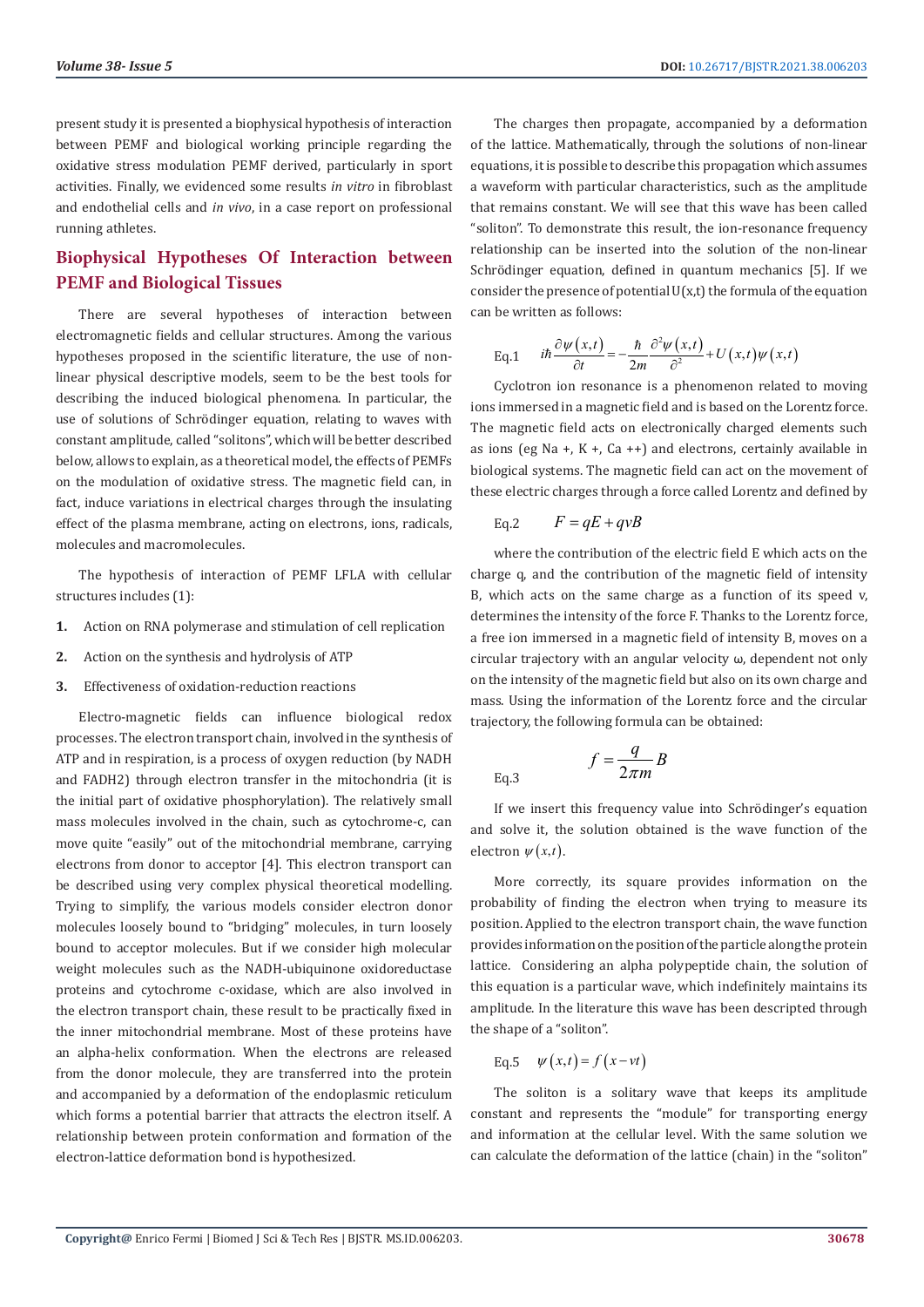present study it is presented a biophysical hypothesis of interaction between PEMF and biological working principle regarding the oxidative stress modulation PEMF derived, particularly in sport activities. Finally, we evidenced some results *in vitro* in fibroblast and endothelial cells and *in vivo*, in a case report on professional running athletes.

## Biophysical Hypotheses Of Interaction between PEMF and Biological Tissues

There are several hypotheses of interaction between electromagnetic fields and cellular structures. Among the various hypotheses proposed in the scientific literature, the use of non-linear physical descriptive models, seem to be the best tools for describing the induced biological phenomena. In particular, the use of solutions of Schrödinger equation, relating to waves with constant amplitude, called "solitons", which will be better described below, allows to explain, as a theoretical model, the effects of PEMFs on the modulation of oxidative stress. The magnetic field can, in fact, induce variations in electrical charges through the insulating effect of the plasma membrane, acting on electrons, ions, radicals, molecules and macromolecules.

The hypothesis of interaction of PEMF LFLA with cellular structures includes (1):

1. Action on RNA polymerase and stimulation of cell replication
2. Action on the synthesis and hydrolysis of ATP
3. Effectiveness of oxidation-reduction reactions

Electro-magnetic fields can influence biological redox processes. The electron transport chain, involved in the synthesis of ATP and in respiration, is a process of oxygen reduction (by NADH and FADH2) through electron transfer in the mitochondria (it is the initial part of oxidative phosphorylation). The relatively small mass molecules involved in the chain, such as cytochrome-c, can move quite "easily" out of the mitochondrial membrane, carrying electrons from donor to acceptor [4]. This electron transport can be described using very complex physical theoretical modelling. Trying to simplify, the various models consider electron donor molecules loosely bound to "bridging" molecules, in turn loosely bound to acceptor molecules. But if we consider high molecular weight molecules such as the NADH-ubiquinone oxidoreductase proteins and cytochrome c-oxidase, which are also involved in the electron transport chain, these result to be practically fixed in the inner mitochondrial membrane. Most of these proteins have an alpha-helix conformation. When the electrons are released from the donor molecule, they are transferred into the protein and accompanied by a deformation of the endoplasmic reticulum which forms a potential barrier that attracts the electron itself. A relationship between protein conformation and formation of the electron-lattice deformation bond is hypothesized.

The charges then propagate, accompanied by a deformation of the lattice. Mathematically, through the solutions of non-linear equations, it is possible to describe this propagation which assumes a waveform with particular characteristics, such as the amplitude that remains constant. We will see that this wave has been called "soliton". To demonstrate this result, the ion-resonance frequency relationship can be inserted into the solution of the non-linear Schrödinger equation, defined in quantum mechanics [5]. If we consider the presence of potential U(x,t) the formula of the equation can be written as follows:

Eq.1 $$i\hbar\frac{\partial\psi(x,t)}{\partial t} = -\frac{\hbar}{2m}\frac{\partial^2\psi(x,t)}{\partial^2} + U(x,t)\psi(x,t)$$

Cyclotron ion resonance is a phenomenon related to moving ions immersed in a magnetic field and is based on the Lorentz force. The magnetic field acts on electronically charged elements such as ions (eg $Na^+$, $K^+$, $Ca^{++}$) and electrons, certainly available in biological systems. The magnetic field can act on the movement of these electric charges through a force called Lorentz and defined by

Eq.2 $$F = qE + qvB$$

where the contribution of the electric field E which acts on the charge q, and the contribution of the magnetic field of intensity B, which acts on the same charge as a function of its speed v, determines the intensity of the force F. Thanks to the Lorentz force, a free ion immersed in a magnetic field of intensity B, moves on a circular trajectory with an angular velocity ω, dependent not only on the intensity of the magnetic field but also on its own charge and mass. Using the information of the Lorentz force and the circular trajectory, the following formula can be obtained:

Eq.3 $$f = \frac{q}{2\pi m}B$$

If we insert this frequency value into Schrödinger's equation and solve it, the solution obtained is the wave function of the electron $\psi(x,t)$.

More correctly, its square provides information on the probability of finding the electron when trying to measure its position. Applied to the electron transport chain, the wave function provides information on the position of the particle along the protein lattice. Considering an alpha polypeptide chain, the solution of this equation is a particular wave, which indefinitely maintains its amplitude. In the literature this wave has been descripted through the shape of a "soliton".

Eq.5 $$\psi(x,t) = f(x - vt)$$

The soliton is a solitary wave that keeps its amplitude constant and represents the "module" for transporting energy and information at the cellular level. With the same solution we can calculate the deformation of the lattice (chain) in the "soliton"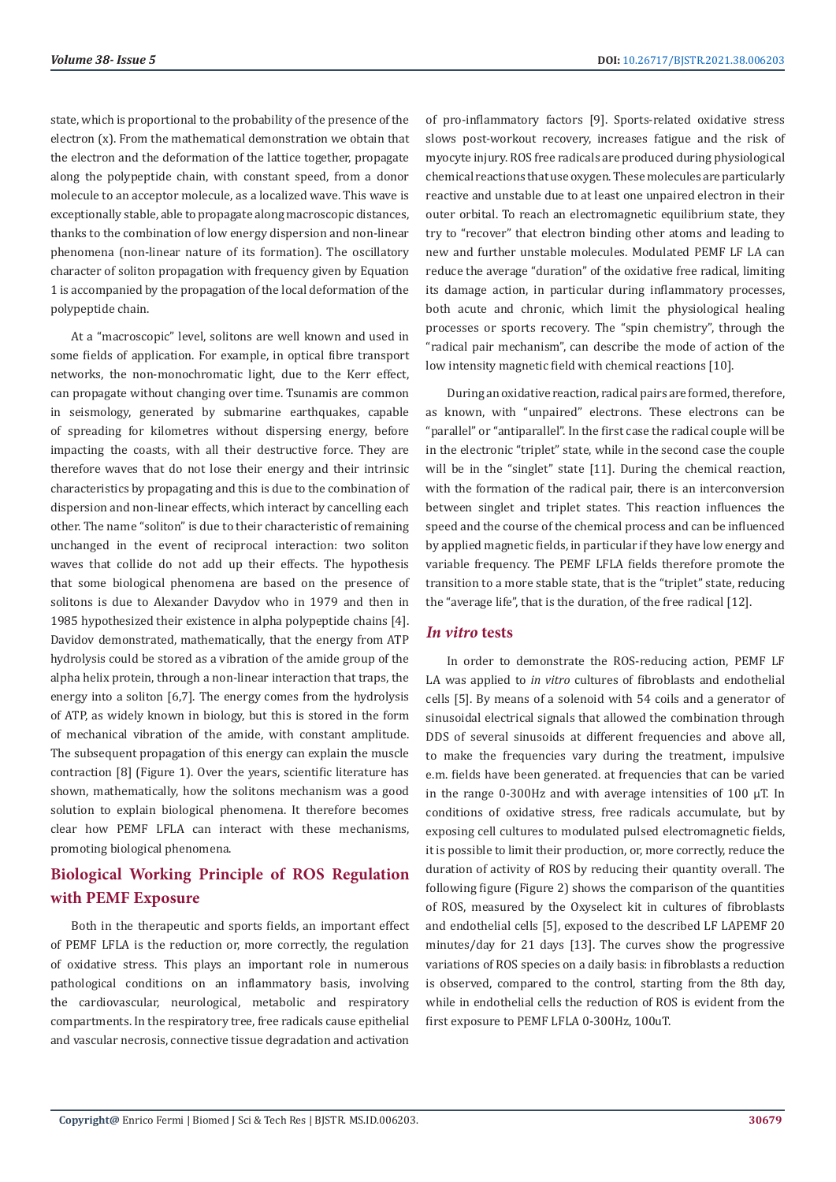state, which is proportional to the probability of the presence of the electron (x). From the mathematical demonstration we obtain that the electron and the deformation of the lattice together, propagate along the polypeptide chain, with constant speed, from a donor molecule to an acceptor molecule, as a localized wave. This wave is exceptionally stable, able to propagate along macroscopic distances, thanks to the combination of low energy dispersion and non-linear phenomena (non-linear nature of its formation). The oscillatory character of soliton propagation with frequency given by Equation 1 is accompanied by the propagation of the local deformation of the polypeptide chain.

At a "macroscopic" level, solitons are well known and used in some fields of application. For example, in optical fibre transport networks, the non-monochromatic light, due to the Kerr effect, can propagate without changing over time. Tsunamis are common in seismology, generated by submarine earthquakes, capable of spreading for kilometres without dispersing energy, before impacting the coasts, with all their destructive force. They are therefore waves that do not lose their energy and their intrinsic characteristics by propagating and this is due to the combination of dispersion and non-linear effects, which interact by cancelling each other. The name "soliton" is due to their characteristic of remaining unchanged in the event of reciprocal interaction: two soliton waves that collide do not add up their effects. The hypothesis that some biological phenomena are based on the presence of solitons is due to Alexander Davydov who in 1979 and then in 1985 hypothesized their existence in alpha polypeptide chains [4]. Davidov demonstrated, mathematically, that the energy from ATP hydrolysis could be stored as a vibration of the amide group of the alpha helix protein, through a non-linear interaction that traps, the energy into a soliton [6,7]. The energy comes from the hydrolysis of ATP, as widely known in biology, but this is stored in the form of mechanical vibration of the amide, with constant amplitude. The subsequent propagation of this energy can explain the muscle contraction [8] (Figure 1). Over the years, scientific literature has shown, mathematically, how the solitons mechanism was a good solution to explain biological phenomena. It therefore becomes clear how PEMF LFLA can interact with these mechanisms, promoting biological phenomena.

## Biological Working Principle of ROS Regulation with PEMF Exposure

Both in the therapeutic and sports fields, an important effect of PEMF LFLA is the reduction or, more correctly, the regulation of oxidative stress. This plays an important role in numerous pathological conditions on an inflammatory basis, involving the cardiovascular, neurological, metabolic and respiratory compartments. In the respiratory tree, free radicals cause epithelial and vascular necrosis, connective tissue degradation and activation of pro-inflammatory factors [9]. Sports-related oxidative stress slows post-workout recovery, increases fatigue and the risk of myocyte injury. ROS free radicals are produced during physiological chemical reactions that use oxygen. These molecules are particularly reactive and unstable due to at least one unpaired electron in their outer orbital. To reach an electromagnetic equilibrium state, they try to "recover" that electron binding other atoms and leading to new and further unstable molecules. Modulated PEMF LF LA can reduce the average "duration" of the oxidative free radical, limiting its damage action, in particular during inflammatory processes, both acute and chronic, which limit the physiological healing processes or sports recovery. The "spin chemistry", through the "radical pair mechanism", can describe the mode of action of the low intensity magnetic field with chemical reactions [10].

During an oxidative reaction, radical pairs are formed, therefore, as known, with "unpaired" electrons. These electrons can be "parallel" or "antiparallel". In the first case the radical couple will be in the electronic "triplet" state, while in the second case the couple will be in the "singlet" state [11]. During the chemical reaction, with the formation of the radical pair, there is an interconversion between singlet and triplet states. This reaction influences the speed and the course of the chemical process and can be influenced by applied magnetic fields, in particular if they have low energy and variable frequency. The PEMF LFLA fields therefore promote the transition to a more stable state, that is the "triplet" state, reducing the "average life", that is the duration, of the free radical [12].

### *In vitro* tests

In order to demonstrate the ROS-reducing action, PEMF LF LA was applied to *in vitro* cultures of fibroblasts and endothelial cells [5]. By means of a solenoid with 54 coils and a generator of sinusoidal electrical signals that allowed the combination through DDS of several sinusoids at different frequencies and above all, to make the frequencies vary during the treatment, impulsive e.m. fields have been generated. at frequencies that can be varied in the range 0-300Hz and with average intensities of 100 μT. In conditions of oxidative stress, free radicals accumulate, but by exposing cell cultures to modulated pulsed electromagnetic fields, it is possible to limit their production, or, more correctly, reduce the duration of activity of ROS by reducing their quantity overall. The following figure (Figure 2) shows the comparison of the quantities of ROS, measured by the Oxyselect kit in cultures of fibroblasts and endothelial cells [5], exposed to the described LF LAPEMF 20 minutes/day for 21 days [13]. The curves show the progressive variations of ROS species on a daily basis: in fibroblasts a reduction is observed, compared to the control, starting from the 8th day, while in endothelial cells the reduction of ROS is evident from the first exposure to PEMF LFLA 0-300Hz, 100uT.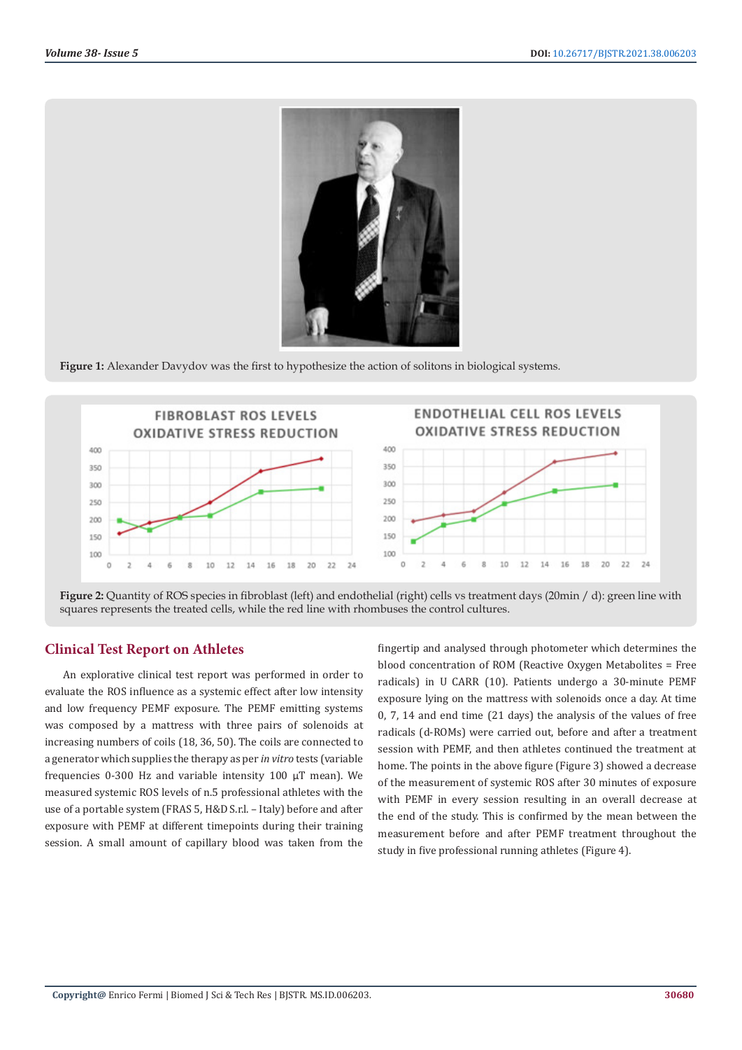Figure 1: Alexander Davydov was the first to hypothesize the action of solitons in biological systems.

Figure 2: Quantity of ROS species in fibroblast (left) and endothelial (right) cells vs treatment days (20min / d): green line with squares represents the treated cells, while the red line with rhombuses the control cultures.

## Clinical Test Report on Athletes

An explorative clinical test report was performed in order to evaluate the ROS influence as a systemic effect after low intensity and low frequency PEMF exposure. The PEMF emitting systems was composed by a mattress with three pairs of solenoids at increasing numbers of coils (18, 36, 50). The coils are connected to a generator which supplies the therapy as per *in vitro* tests (variable frequencies 0-300 Hz and variable intensity 100 µT mean). We measured systemic ROS levels of n.5 professional athletes with the use of a portable system (FRAS 5, H&D S.r.l. – Italy) before and after exposure with PEMF at different timepoints during their training session. A small amount of capillary blood was taken from the fingertip and analysed through photometer which determines the blood concentration of ROM (Reactive Oxygen Metabolites = Free radicals) in U CARR (10). Patients undergo a 30-minute PEMF exposure lying on the mattress with solenoids once a day. At time 0, 7, 14 and end time (21 days) the analysis of the values of free radicals (d-ROMs) were carried out, before and after a treatment session with PEMF, and then athletes continued the treatment at home. The points in the above figure (Figure 3) showed a decrease of the measurement of systemic ROS after 30 minutes of exposure with PEMF in every session resulting in an overall decrease at the end of the study. This is confirmed by the mean between the measurement before and after PEMF treatment throughout the study in five professional running athletes (Figure 4).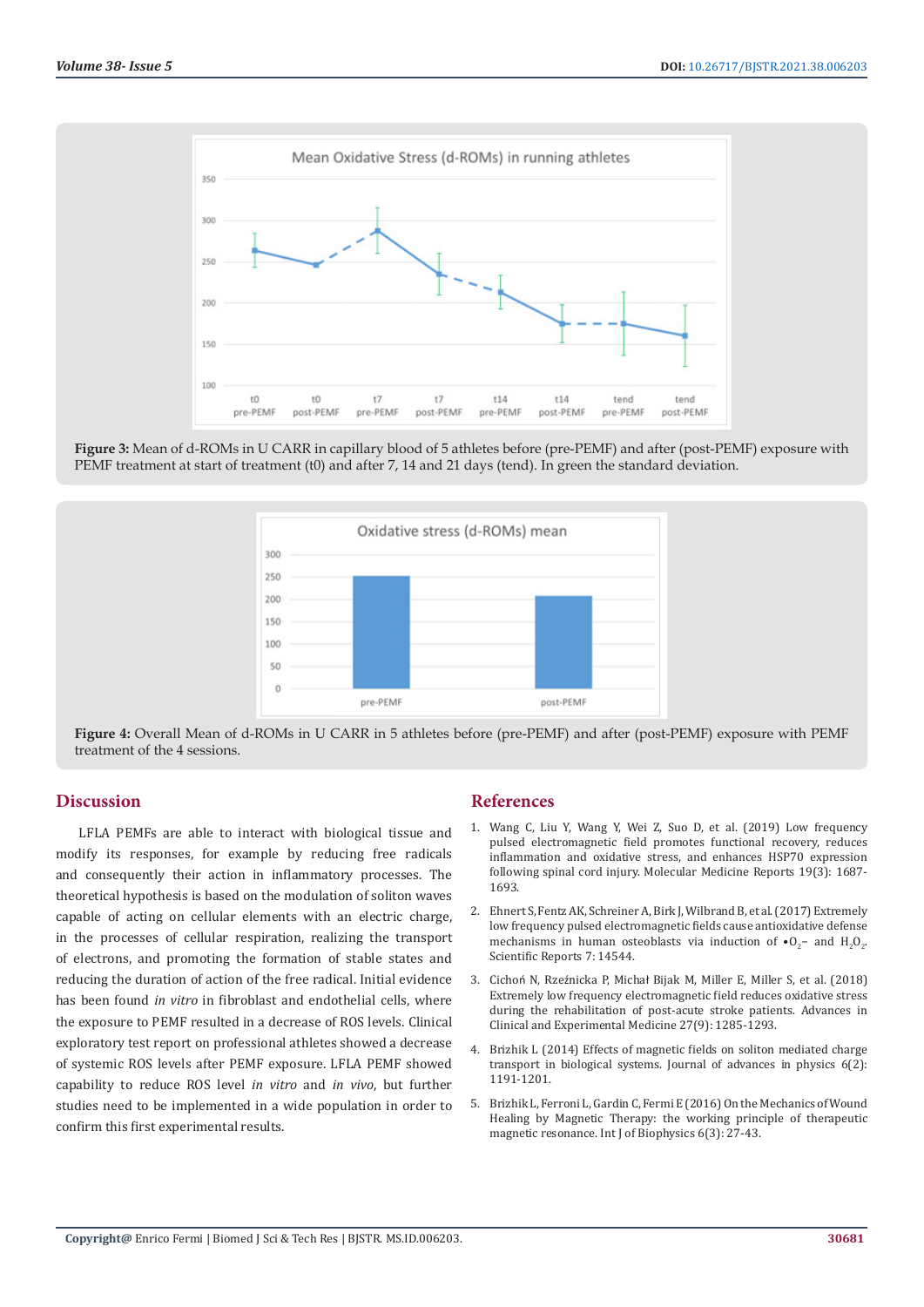Figure 3: Mean of d-ROMs in U CARR in capillary blood of 5 athletes before (pre-PEMF) and after (post-PEMF) exposure with PEMF treatment at start of treatment (t0) and after 7, 14 and 21 days (tend). In green the standard deviation.

Figure 4: Overall Mean of d-ROMs in U CARR in 5 athletes before (pre-PEMF) and after (post-PEMF) exposure with PEMF treatment of the 4 sessions.

## Discussion

LFLA PEMFs are able to interact with biological tissue and modify its responses, for example by reducing free radicals and consequently their action in inflammatory processes. The theoretical hypothesis is based on the modulation of soliton waves capable of acting on cellular elements with an electric charge, in the processes of cellular respiration, realizing the transport of electrons, and promoting the formation of stable states and reducing the duration of action of the free radical. Initial evidence has been found *in vitro* in fibroblast and endothelial cells, where the exposure to PEMF resulted in a decrease of ROS levels. Clinical exploratory test report on professional athletes showed a decrease of systemic ROS levels after PEMF exposure. LFLA PEMF showed capability to reduce ROS level *in vitro* and *in vivo*, but further studies need to be implemented in a wide population in order to confirm this first experimental results.

## References

1. Wang C, Liu Y, Wang Y, Wei Z, Suo D, et al. (2019) Low frequency pulsed electromagnetic field promotes functional recovery, reduces inflammation and oxidative stress, and enhances HSP70 expression following spinal cord injury. Molecular Medicine Reports 19(3): 1687-1693.
2. Ehnert S, Fentz AK, Schreiner A, Birk J, Wilbrand B, et al. (2017) Extremely low frequency pulsed electromagnetic fields cause antioxidative defense mechanisms in human osteoblasts via induction of $\bullet O_2^-$ and $H_2O_2$. Scientific Reports 7: 14544.
3. Cichoń N, Rzeźnicka P, Michał Bijak M, Miller E, Miller S, et al. (2018) Extremely low frequency electromagnetic field reduces oxidative stress during the rehabilitation of post-acute stroke patients. Advances in Clinical and Experimental Medicine 27(9): 1285-1293.
4. Brizhik L (2014) Effects of magnetic fields on soliton mediated charge transport in biological systems. Journal of advances in physics 6(2): 1191-1201.
5. Brizhik L, Ferroni L, Gardin C, Fermi E (2016) On the Mechanics of Wound Healing by Magnetic Therapy: the working principle of therapeutic magnetic resonance. Int J of Biophysics 6(3): 27-43.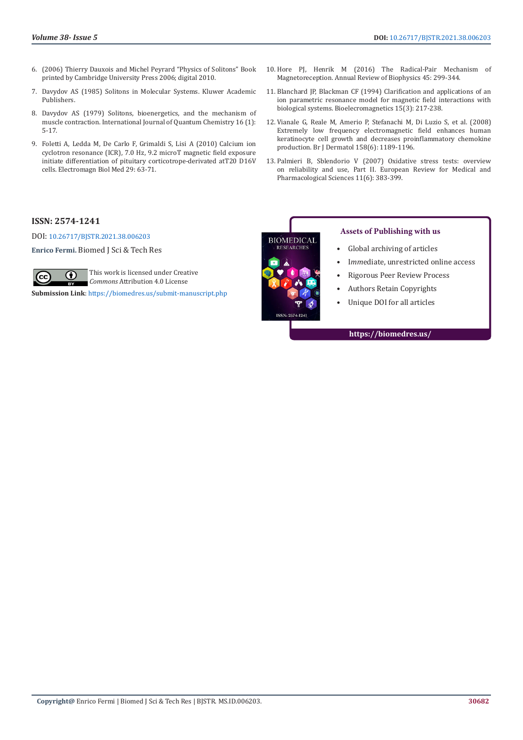6. (2006) Thierry Dauxois and Michel Peyrard "Physics of Solitons" Book printed by Cambridge University Press 2006; digital 2010.
7. Davydov AS (1985) Solitons in Molecular Systems. Kluwer Academic Publishers.
8. Davydov AS (1979) Solitons, bioenergetics, and the mechanism of muscle contraction. International Journal of Quantum Chemistry 16 (1): 5-17.
9. Foletti A, Ledda M, De Carlo F, Grimaldi S, Lisi A (2010) Calcium ion cyclotron resonance (ICR), 7.0 Hz, 9.2 microT magnetic field exposure initiate differentiation of pituitary corticotrope-derivated atT20 D16V cells. Electromagn Biol Med 29: 63-71.
10. Hore PJ, Henrik M (2016) The Radical-Pair Mechanism of Magnetoreception. Annual Review of Biophysics 45: 299-344.
11. Blanchard JP, Blackman CF (1994) Clarification and applications of an ion parametric resonance model for magnetic field interactions with biological systems. Bioelecromagnetics 15(3): 217-238.
12. Vianale G, Reale M, Amerio P, Stefanachi M, Di Luzio S, et al. (2008) Extremely low frequency electromagnetic field enhances human keratinocyte cell growth and decreases proinflammatory chemokine production. Br J Dermatol 158(6): 1189-1196.
13. Palmieri B, Sblendorio V (2007) Oxidative stress tests: overview on reliability and use, Part II. European Review for Medical and Pharmacological Sciences 11(6): 383-399.

**ISSN: 2574-1241**

DOI: 10.26717/BJSTR.2021.38.006203

**Enrico Fermi.** Biomed J Sci & Tech Res

This work is licensed under Creative *Commons* Attribution 4.0 License

**Submission Link**: https://biomedres.us/submit-manuscript.php

**Assets of Publishing with us**

- Global archiving of articles
- Immediate, unrestricted online access
- Rigorous Peer Review Process
- Authors Retain Copyrights
- Unique DOI for all articles

**https://biomedres.us/**